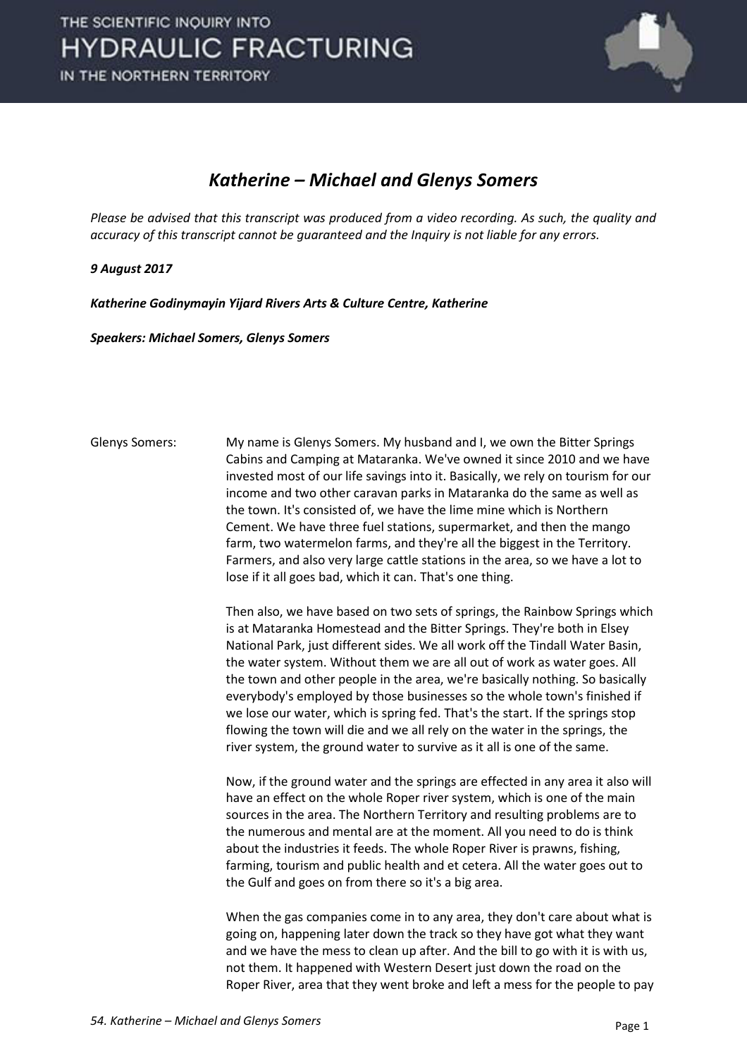## *Katherine – Michael and Glenys Somers*

*Please be advised that this transcript was produced from a video recording. As such, the quality and accuracy of this transcript cannot be guaranteed and the Inquiry is not liable for any errors.*

***9 August 2017***

***Katherine Godinymayin Yijard Rivers Arts & Culture Centre, Katherine***

***Speakers: Michael Somers, Glenys Somers***

Glenys Somers: My name is Glenys Somers. My husband and I, we own the Bitter Springs Cabins and Camping at Mataranka. We've owned it since 2010 and we have invested most of our life savings into it. Basically, we rely on tourism for our income and two other caravan parks in Mataranka do the same as well as the town. It's consisted of, we have the lime mine which is Northern Cement. We have three fuel stations, supermarket, and then the mango farm, two watermelon farms, and they're all the biggest in the Territory. Farmers, and also very large cattle stations in the area, so we have a lot to lose if it all goes bad, which it can. That's one thing.

Then also, we have based on two sets of springs, the Rainbow Springs which is at Mataranka Homestead and the Bitter Springs. They're both in Elsey National Park, just different sides. We all work off the Tindall Water Basin, the water system. Without them we are all out of work as water goes. All the town and other people in the area, we're basically nothing. So basically everybody's employed by those businesses so the whole town's finished if we lose our water, which is spring fed. That's the start. If the springs stop flowing the town will die and we all rely on the water in the springs, the river system, the ground water to survive as it all is one of the same.

Now, if the ground water and the springs are effected in any area it also will have an effect on the whole Roper river system, which is one of the main sources in the area. The Northern Territory and resulting problems are to the numerous and mental are at the moment. All you need to do is think about the industries it feeds. The whole Roper River is prawns, fishing, farming, tourism and public health and et cetera. All the water goes out to the Gulf and goes on from there so it's a big area.

When the gas companies come in to any area, they don't care about what is going on, happening later down the track so they have got what they want and we have the mess to clean up after. And the bill to go with it is with us, not them. It happened with Western Desert just down the road on the Roper River, area that they went broke and left a mess for the people to pay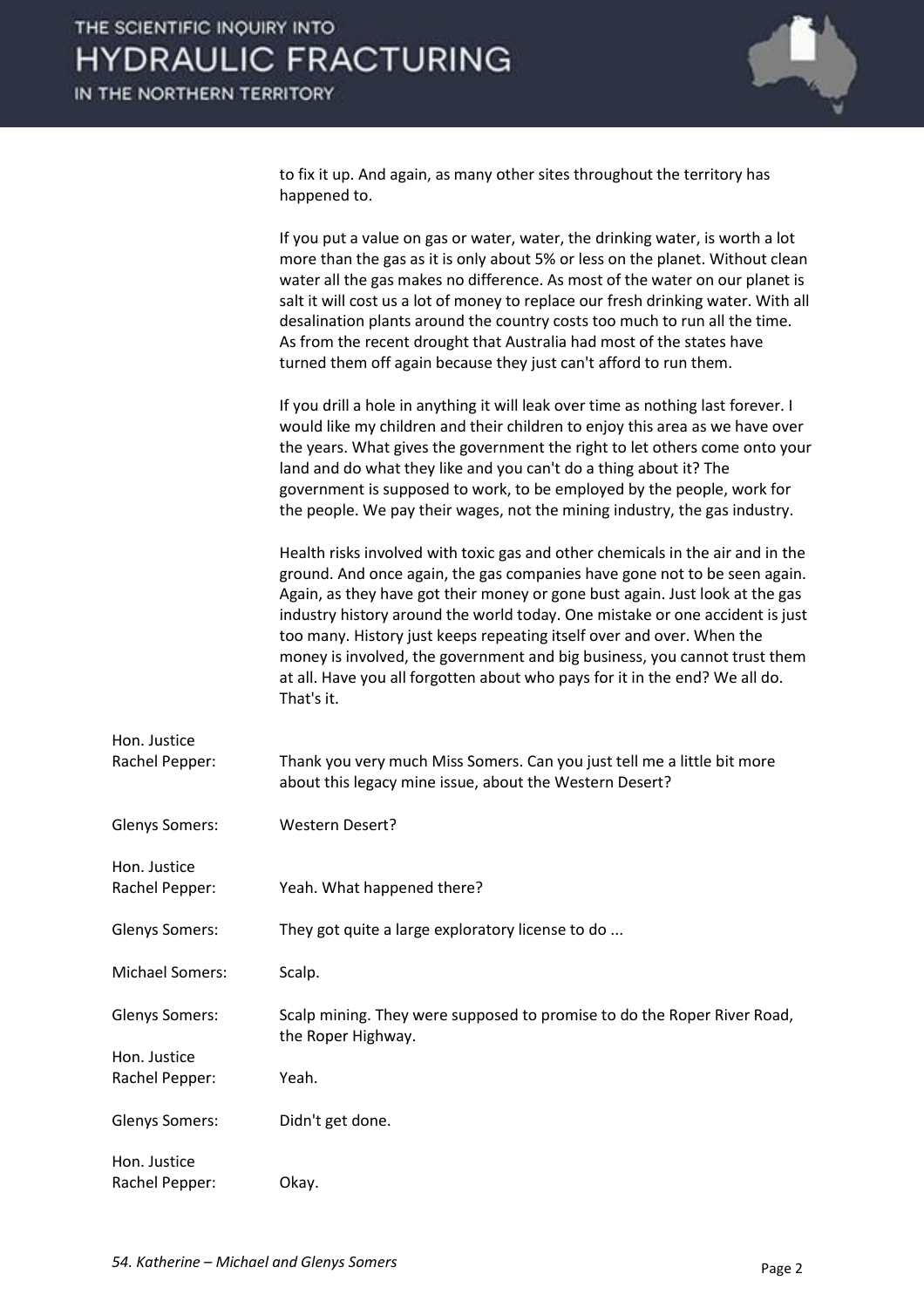to fix it up. And again, as many other sites throughout the territory has happened to.

If you put a value on gas or water, water, the drinking water, is worth a lot more than the gas as it is only about 5% or less on the planet. Without clean water all the gas makes no difference. As most of the water on our planet is salt it will cost us a lot of money to replace our fresh drinking water. With all desalination plants around the country costs too much to run all the time. As from the recent drought that Australia had most of the states have turned them off again because they just can't afford to run them.

If you drill a hole in anything it will leak over time as nothing last forever. I would like my children and their children to enjoy this area as we have over the years. What gives the government the right to let others come onto your land and do what they like and you can't do a thing about it? The government is supposed to work, to be employed by the people, work for the people. We pay their wages, not the mining industry, the gas industry.

Health risks involved with toxic gas and other chemicals in the air and in the ground. And once again, the gas companies have gone not to be seen again. Again, as they have got their money or gone bust again. Just look at the gas industry history around the world today. One mistake or one accident is just too many. History just keeps repeating itself over and over. When the money is involved, the government and big business, you cannot trust them at all. Have you all forgotten about who pays for it in the end? We all do. That's it.

**Hon. Justice Rachel Pepper:** Thank you very much Miss Somers. Can you just tell me a little bit more about this legacy mine issue, about the Western Desert?

**Glenys Somers:** Western Desert?

**Hon. Justice Rachel Pepper:** Yeah. What happened there?

**Glenys Somers:** They got quite a large exploratory license to do ...

**Michael Somers:** Scalp.

**Glenys Somers:** Scalp mining. They were supposed to promise to do the Roper River Road, the Roper Highway.

**Hon. Justice Rachel Pepper:** Yeah.

**Glenys Somers:** Didn't get done.

**Hon. Justice Rachel Pepper:** Okay.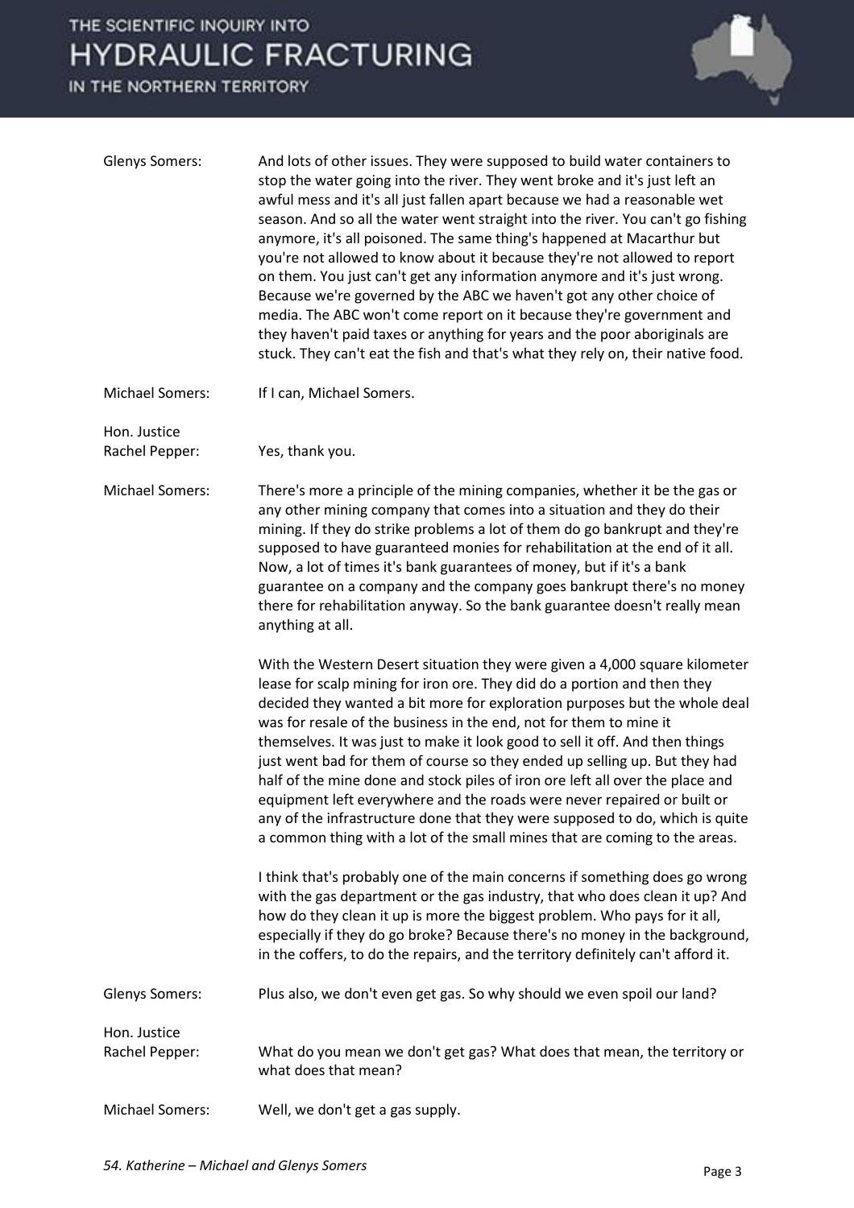**Glenys Somers:** And lots of other issues. They were supposed to build water containers to stop the water going into the river. They went broke and it's just left an awful mess and it's all just fallen apart because we had a reasonable wet season. And so all the water went straight into the river. You can't go fishing anymore, it's all poisoned. The same thing's happened at Macarthur but you're not allowed to know about it because they're not allowed to report on them. You just can't get any information anymore and it's just wrong. Because we're governed by the ABC we haven't got any other choice of media. The ABC won't come report on it because they're government and they haven't paid taxes or anything for years and the poor aboriginals are stuck. They can't eat the fish and that's what they rely on, their native food.

**Michael Somers:** If I can, Michael Somers.

**Hon. Justice Rachel Pepper:** Yes, thank you.

**Michael Somers:** There's more a principle of the mining companies, whether it be the gas or any other mining company that comes into a situation and they do their mining. If they do strike problems a lot of them do go bankrupt and they're supposed to have guaranteed monies for rehabilitation at the end of it all. Now, a lot of times it's bank guarantees of money, but if it's a bank guarantee on a company and the company goes bankrupt there's no money there for rehabilitation anyway. So the bank guarantee doesn't really mean anything at all.

With the Western Desert situation they were given a 4,000 square kilometer lease for scalp mining for iron ore. They did do a portion and then they decided they wanted a bit more for exploration purposes but the whole deal was for resale of the business in the end, not for them to mine it themselves. It was just to make it look good to sell it off. And then things just went bad for them of course so they ended up selling up. But they had half of the mine done and stock piles of iron ore left all over the place and equipment left everywhere and the roads were never repaired or built or any of the infrastructure done that they were supposed to do, which is quite a common thing with a lot of the small mines that are coming to the areas.

I think that's probably one of the main concerns if something does go wrong with the gas department or the gas industry, that who does clean it up? And how do they clean it up is more the biggest problem. Who pays for it all, especially if they do go broke? Because there's no money in the background, in the coffers, to do the repairs, and the territory definitely can't afford it.

**Glenys Somers:** Plus also, we don't even get gas. So why should we even spoil our land?

**Hon. Justice Rachel Pepper:** What do you mean we don't get gas? What does that mean, the territory or what does that mean?

**Michael Somers:** Well, we don't get a gas supply.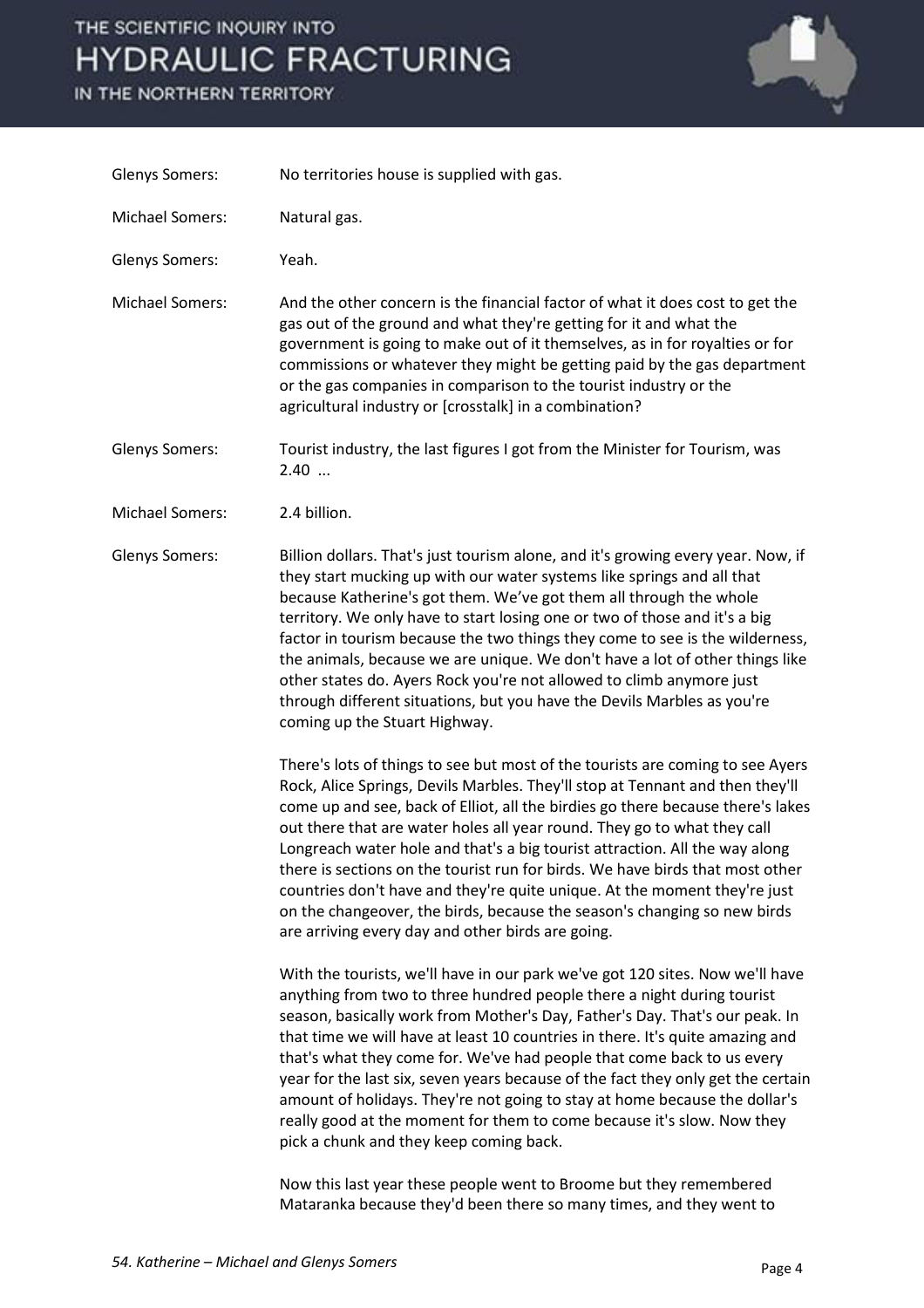| | |
|---|---|
| Glenys Somers: | No territories house is supplied with gas. |
| Michael Somers: | Natural gas. |
| Glenys Somers: | Yeah. |
| Michael Somers: | And the other concern is the financial factor of what it does cost to get the gas out of the ground and what they're getting for it and what the government is going to make out of it themselves, as in for royalties or for commissions or whatever they might be getting paid by the gas department or the gas companies in comparison to the tourist industry or the agricultural industry or [crosstalk] in a combination? |
| Glenys Somers: | Tourist industry, the last figures I got from the Minister for Tourism, was 2.40 ... |
| Michael Somers: | 2.4 billion. |
| Glenys Somers: | Billion dollars. That's just tourism alone, and it's growing every year. Now, if they start mucking up with our water systems like springs and all that because Katherine's got them. We've got them all through the whole territory. We only have to start losing one or two of those and it's a big factor in tourism because the two things they come to see is the wilderness, the animals, because we are unique. We don't have a lot of other things like other states do. Ayers Rock you're not allowed to climb anymore just through different situations, but you have the Devils Marbles as you're coming up the Stuart Highway.<br><br>There's lots of things to see but most of the tourists are coming to see Ayers Rock, Alice Springs, Devils Marbles. They'll stop at Tennant and then they'll come up and see, back of Elliot, all the birdies go there because there's lakes out there that are water holes all year round. They go to what they call Longreach water hole and that's a big tourist attraction. All the way along there is sections on the tourist run for birds. We have birds that most other countries don't have and they're quite unique. At the moment they're just on the changeover, the birds, because the season's changing so new birds are arriving every day and other birds are going.<br><br>With the tourists, we'll have in our park we've got 120 sites. Now we'll have anything from two to three hundred people there a night during tourist season, basically work from Mother's Day, Father's Day. That's our peak. In that time we will have at least 10 countries in there. It's quite amazing and that's what they come for. We've had people that come back to us every year for the last six, seven years because of the fact they only get the certain amount of holidays. They're not going to stay at home because the dollar's really good at the moment for them to come because it's slow. Now they pick a chunk and they keep coming back.<br><br>Now this last year these people went to Broome but they remembered Mataranka because they'd been there so many times, and they went to |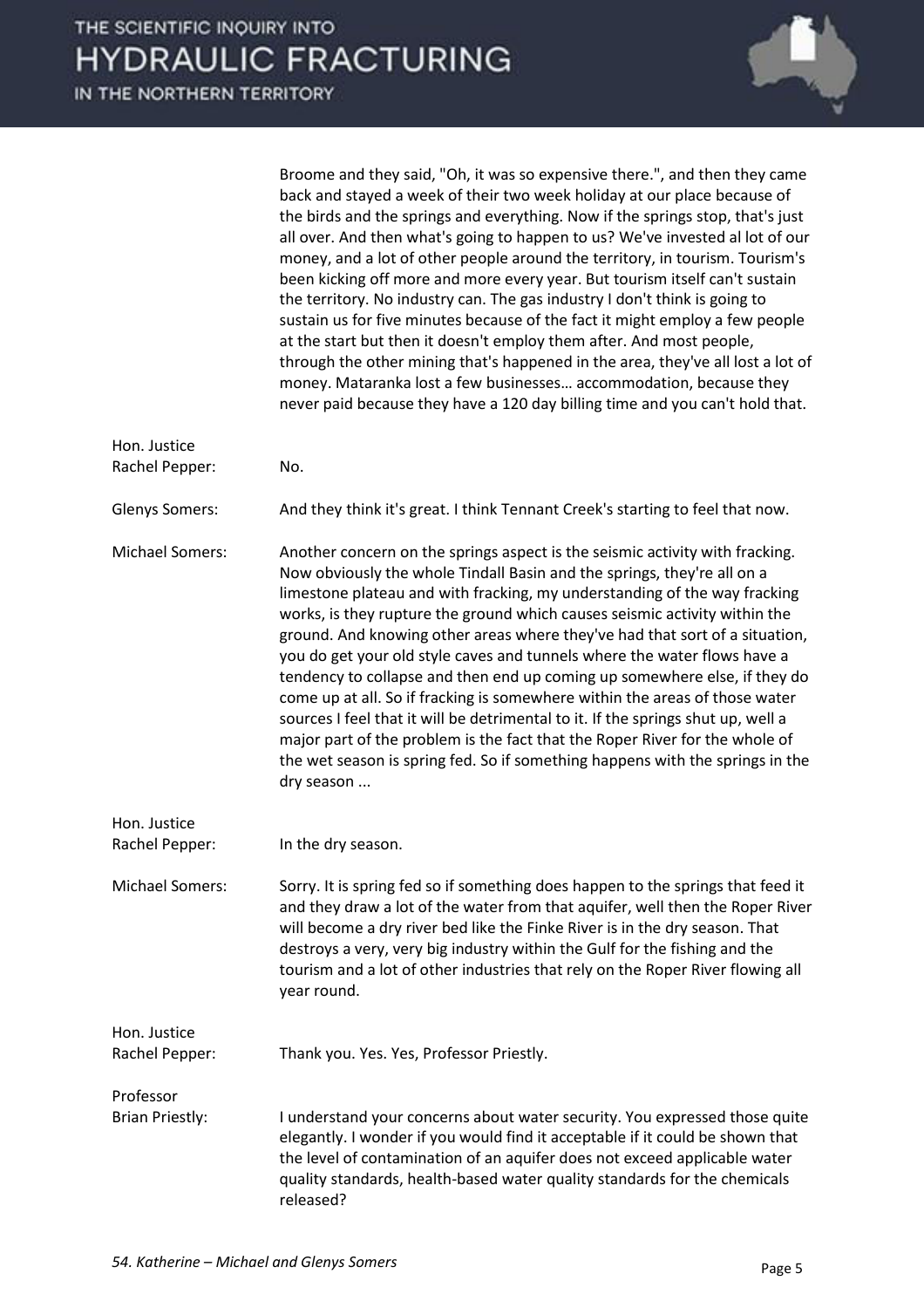Broome and they said, "Oh, it was so expensive there.", and then they came back and stayed a week of their two week holiday at our place because of the birds and the springs and everything. Now if the springs stop, that's just all over. And then what's going to happen to us? We've invested al lot of our money, and a lot of other people around the territory, in tourism. Tourism's been kicking off more and more every year. But tourism itself can't sustain the territory. No industry can. The gas industry I don't think is going to sustain us for five minutes because of the fact it might employ a few people at the start but then it doesn't employ them after. And most people, through the other mining that's happened in the area, they've all lost a lot of money. Mataranka lost a few businesses… accommodation, because they never paid because they have a 120 day billing time and you can't hold that.

**Hon. Justice Rachel Pepper:** No.

**Glenys Somers:** And they think it's great. I think Tennant Creek's starting to feel that now.

**Michael Somers:** Another concern on the springs aspect is the seismic activity with fracking. Now obviously the whole Tindall Basin and the springs, they're all on a limestone plateau and with fracking, my understanding of the way fracking works, is they rupture the ground which causes seismic activity within the ground. And knowing other areas where they've had that sort of a situation, you do get your old style caves and tunnels where the water flows have a tendency to collapse and then end up coming up somewhere else, if they do come up at all. So if fracking is somewhere within the areas of those water sources I feel that it will be detrimental to it. If the springs shut up, well a major part of the problem is the fact that the Roper River for the whole of the wet season is spring fed. So if something happens with the springs in the dry season ...

**Hon. Justice Rachel Pepper:** In the dry season.

**Michael Somers:** Sorry. It is spring fed so if something does happen to the springs that feed it and they draw a lot of the water from that aquifer, well then the Roper River will become a dry river bed like the Finke River is in the dry season. That destroys a very, very big industry within the Gulf for the fishing and the tourism and a lot of other industries that rely on the Roper River flowing all year round.

**Hon. Justice Rachel Pepper:** Thank you. Yes. Yes, Professor Priestly.

**Professor Brian Priestly:** I understand your concerns about water security. You expressed those quite elegantly. I wonder if you would find it acceptable if it could be shown that the level of contamination of an aquifer does not exceed applicable water quality standards, health-based water quality standards for the chemicals released?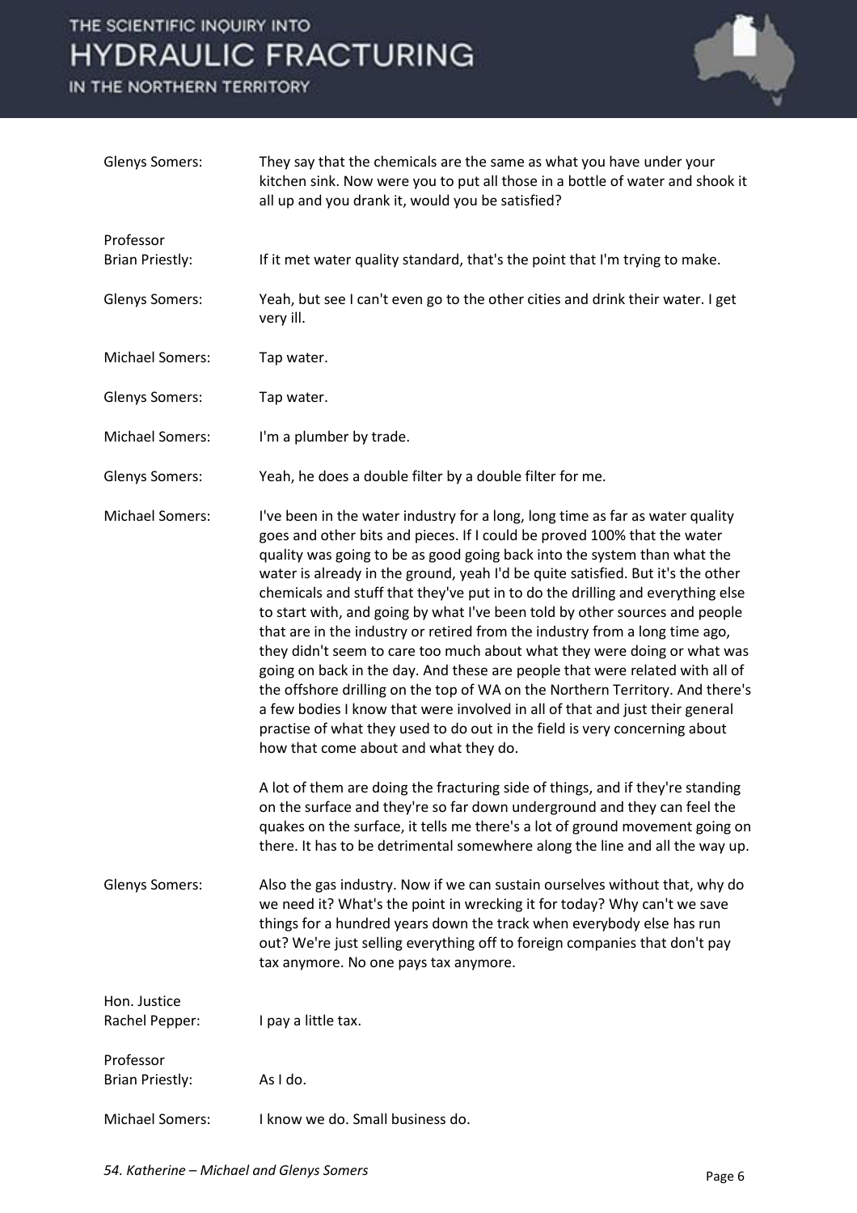**Glenys Somers:** They say that the chemicals are the same as what you have under your kitchen sink. Now were you to put all those in a bottle of water and shook it all up and you drank it, would you be satisfied?

**Professor Brian Priestly:** If it met water quality standard, that's the point that I'm trying to make.

**Glenys Somers:** Yeah, but see I can't even go to the other cities and drink their water. I get very ill.

**Michael Somers:** Tap water.

**Glenys Somers:** Tap water.

**Michael Somers:** I'm a plumber by trade.

**Glenys Somers:** Yeah, he does a double filter by a double filter for me.

**Michael Somers:** I've been in the water industry for a long, long time as far as water quality goes and other bits and pieces. If I could be proved 100% that the water quality was going to be as good going back into the system than what the water is already in the ground, yeah I'd be quite satisfied. But it's the other chemicals and stuff that they've put in to do the drilling and everything else to start with, and going by what I've been told by other sources and people that are in the industry or retired from the industry from a long time ago, they didn't seem to care too much about what they were doing or what was going on back in the day. And these are people that were related with all of the offshore drilling on the top of WA on the Northern Territory. And there's a few bodies I know that were involved in all of that and just their general practise of what they used to do out in the field is very concerning about how that come about and what they do.

A lot of them are doing the fracturing side of things, and if they're standing on the surface and they're so far down underground and they can feel the quakes on the surface, it tells me there's a lot of ground movement going on there. It has to be detrimental somewhere along the line and all the way up.

**Glenys Somers:** Also the gas industry. Now if we can sustain ourselves without that, why do we need it? What's the point in wrecking it for today? Why can't we save things for a hundred years down the track when everybody else has run out? We're just selling everything off to foreign companies that don't pay tax anymore. No one pays tax anymore.

**Hon. Justice Rachel Pepper:** I pay a little tax.

**Professor Brian Priestly:** As I do.

**Michael Somers:** I know we do. Small business do.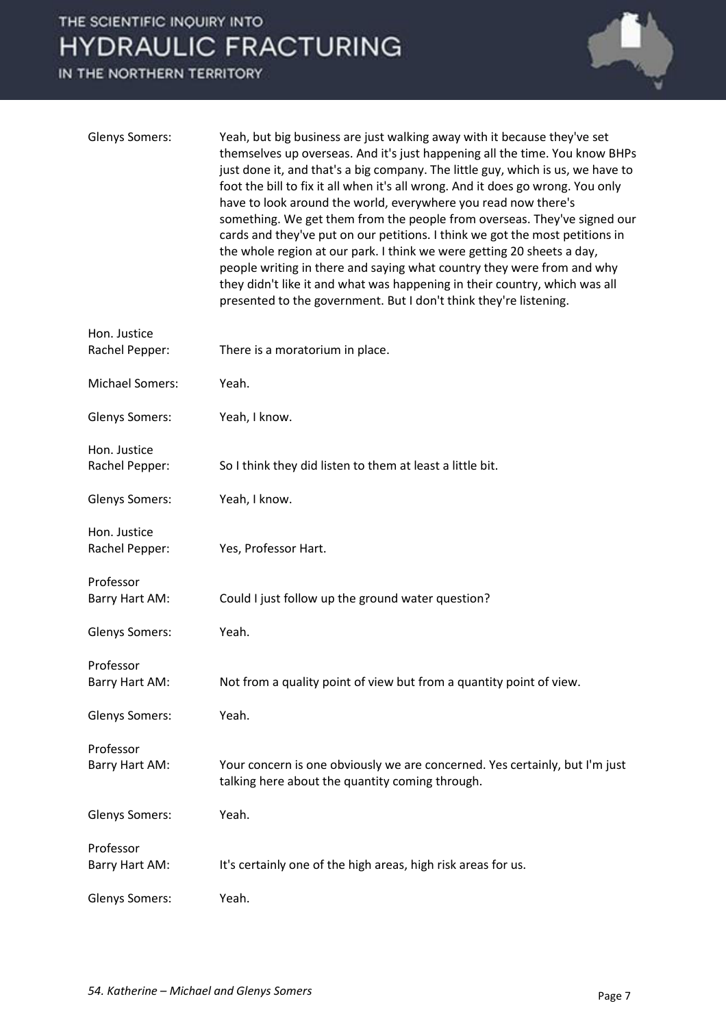Glenys Somers: Yeah, but big business are just walking away with it because they've set themselves up overseas. And it's just happening all the time. You know BHPs just done it, and that's a big company. The little guy, which is us, we have to foot the bill to fix it all when it's all wrong. And it does go wrong. You only have to look around the world, everywhere you read now there's something. We get them from the people from overseas. They've signed our cards and they've put on our petitions. I think we got the most petitions in the whole region at our park. I think we were getting 20 sheets a day, people writing in there and saying what country they were from and why they didn't like it and what was happening in their country, which was all presented to the government. But I don't think they're listening.

Hon. Justice Rachel Pepper: There is a moratorium in place.

Michael Somers: Yeah.

Glenys Somers: Yeah, I know.

Hon. Justice Rachel Pepper: So I think they did listen to them at least a little bit.

Glenys Somers: Yeah, I know.

Hon. Justice Rachel Pepper: Yes, Professor Hart.

Professor Barry Hart AM: Could I just follow up the ground water question?

Glenys Somers: Yeah.

Professor Barry Hart AM: Not from a quality point of view but from a quantity point of view.

Glenys Somers: Yeah.

Professor Barry Hart AM: Your concern is one obviously we are concerned. Yes certainly, but I'm just talking here about the quantity coming through.

Glenys Somers: Yeah.

Professor Barry Hart AM: It's certainly one of the high areas, high risk areas for us.

Glenys Somers: Yeah.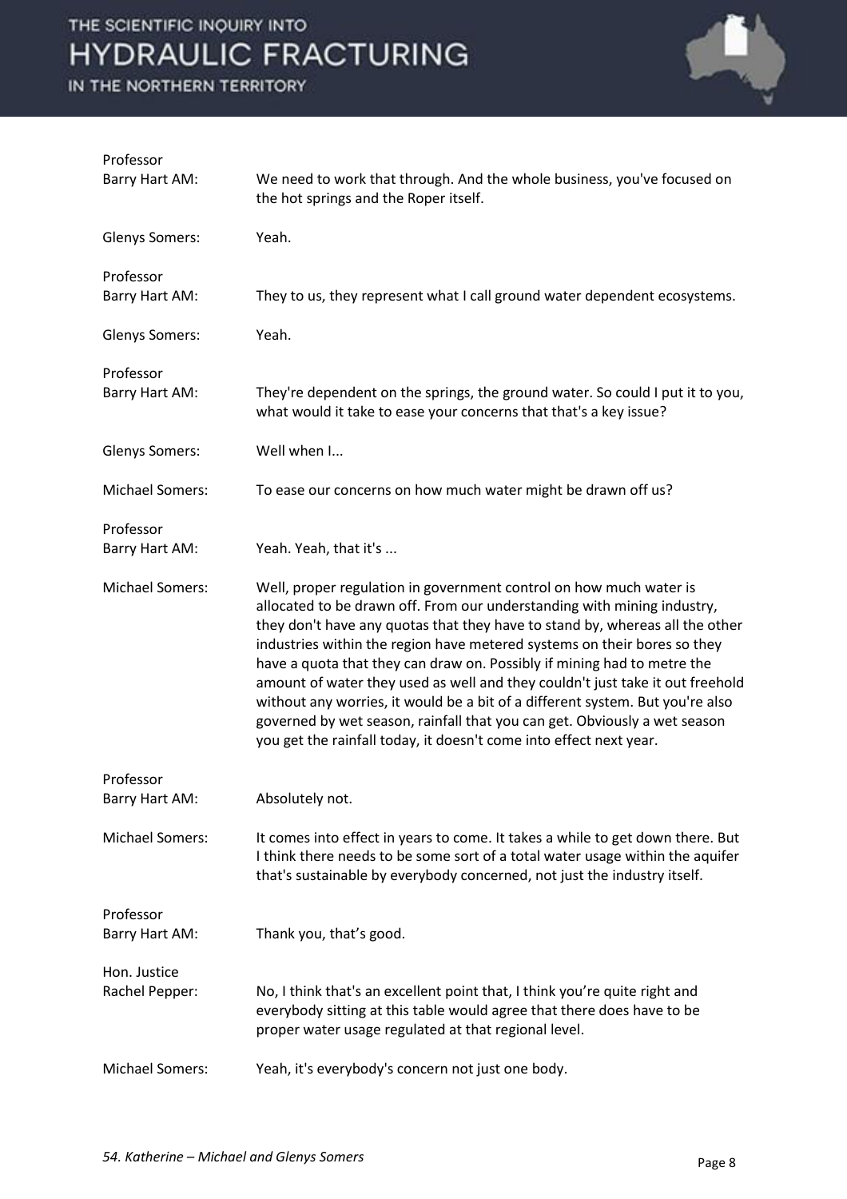**Professor Barry Hart AM:** We need to work that through. And the whole business, you've focused on the hot springs and the Roper itself.

**Glenys Somers:** Yeah.

**Professor Barry Hart AM:** They to us, they represent what I call ground water dependent ecosystems.

**Glenys Somers:** Yeah.

**Professor Barry Hart AM:** They're dependent on the springs, the ground water. So could I put it to you, what would it take to ease your concerns that that's a key issue?

**Glenys Somers:** Well when I...

**Michael Somers:** To ease our concerns on how much water might be drawn off us?

**Professor Barry Hart AM:** Yeah. Yeah, that it's ...

**Michael Somers:** Well, proper regulation in government control on how much water is allocated to be drawn off. From our understanding with mining industry, they don't have any quotas that they have to stand by, whereas all the other industries within the region have metered systems on their bores so they have a quota that they can draw on. Possibly if mining had to metre the amount of water they used as well and they couldn't just take it out freehold without any worries, it would be a bit of a different system. But you're also governed by wet season, rainfall that you can get. Obviously a wet season you get the rainfall today, it doesn't come into effect next year.

**Professor Barry Hart AM:** Absolutely not.

**Michael Somers:** It comes into effect in years to come. It takes a while to get down there. But I think there needs to be some sort of a total water usage within the aquifer that's sustainable by everybody concerned, not just the industry itself.

**Professor Barry Hart AM:** Thank you, that's good.

**Hon. Justice Rachel Pepper:** No, I think that's an excellent point that, I think you're quite right and everybody sitting at this table would agree that there does have to be proper water usage regulated at that regional level.

**Michael Somers:** Yeah, it's everybody's concern not just one body.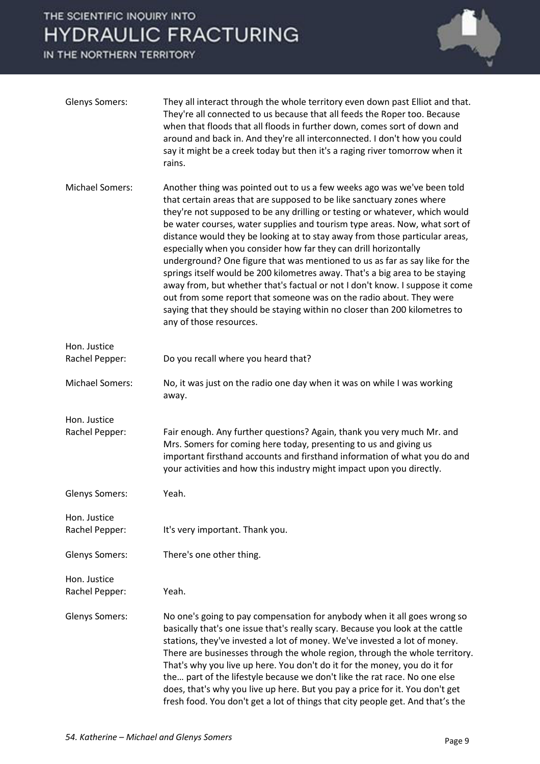**Glenys Somers:** They all interact through the whole territory even down past Elliot and that. They're all connected to us because that all feeds the Roper too. Because when that floods that all floods in further down, comes sort of down and around and back in. And they're all interconnected. I don't how you could say it might be a creek today but then it's a raging river tomorrow when it rains.

**Michael Somers:** Another thing was pointed out to us a few weeks ago was we've been told that certain areas that are supposed to be like sanctuary zones where they're not supposed to be any drilling or testing or whatever, which would be water courses, water supplies and tourism type areas. Now, what sort of distance would they be looking at to stay away from those particular areas, especially when you consider how far they can drill horizontally underground? One figure that was mentioned to us as far as say like for the springs itself would be 200 kilometres away. That's a big area to be staying away from, but whether that's factual or not I don't know. I suppose it come out from some report that someone was on the radio about. They were saying that they should be staying within no closer than 200 kilometres to any of those resources.

**Hon. Justice Rachel Pepper:** Do you recall where you heard that?

**Michael Somers:** No, it was just on the radio one day when it was on while I was working away.

**Hon. Justice Rachel Pepper:** Fair enough. Any further questions? Again, thank you very much Mr. and Mrs. Somers for coming here today, presenting to us and giving us important firsthand accounts and firsthand information of what you do and your activities and how this industry might impact upon you directly.

**Glenys Somers:** Yeah.

**Hon. Justice Rachel Pepper:** It's very important. Thank you.

**Glenys Somers:** There's one other thing.

**Hon. Justice Rachel Pepper:** Yeah.

**Glenys Somers:** No one's going to pay compensation for anybody when it all goes wrong so basically that's one issue that's really scary. Because you look at the cattle stations, they've invested a lot of money. We've invested a lot of money. There are businesses through the whole region, through the whole territory. That's why you live up here. You don't do it for the money, you do it for the… part of the lifestyle because we don't like the rat race. No one else does, that's why you live up here. But you pay a price for it. You don't get fresh food. You don't get a lot of things that city people get. And that's the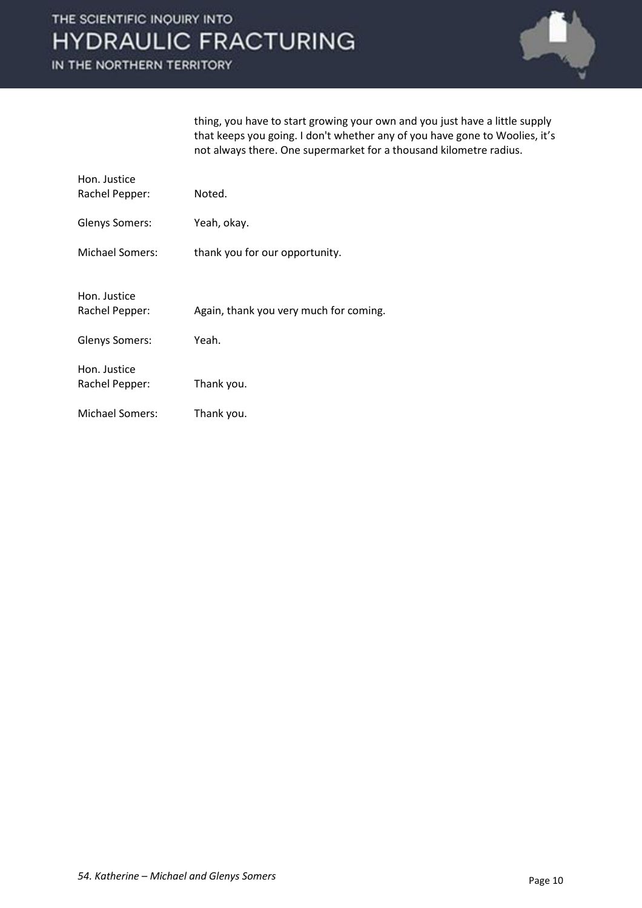thing, you have to start growing your own and you just have a little supply that keeps you going. I don't whether any of you have gone to Woolies, it's not always there. One supermarket for a thousand kilometre radius.

| | |
|---|---|
| Hon. Justice Rachel Pepper: | Noted. |
| Glenys Somers: | Yeah, okay. |
| Michael Somers: | thank you for our opportunity. |
| Hon. Justice Rachel Pepper: | Again, thank you very much for coming. |
| Glenys Somers: | Yeah. |
| Hon. Justice Rachel Pepper: | Thank you. |
| Michael Somers: | Thank you. |